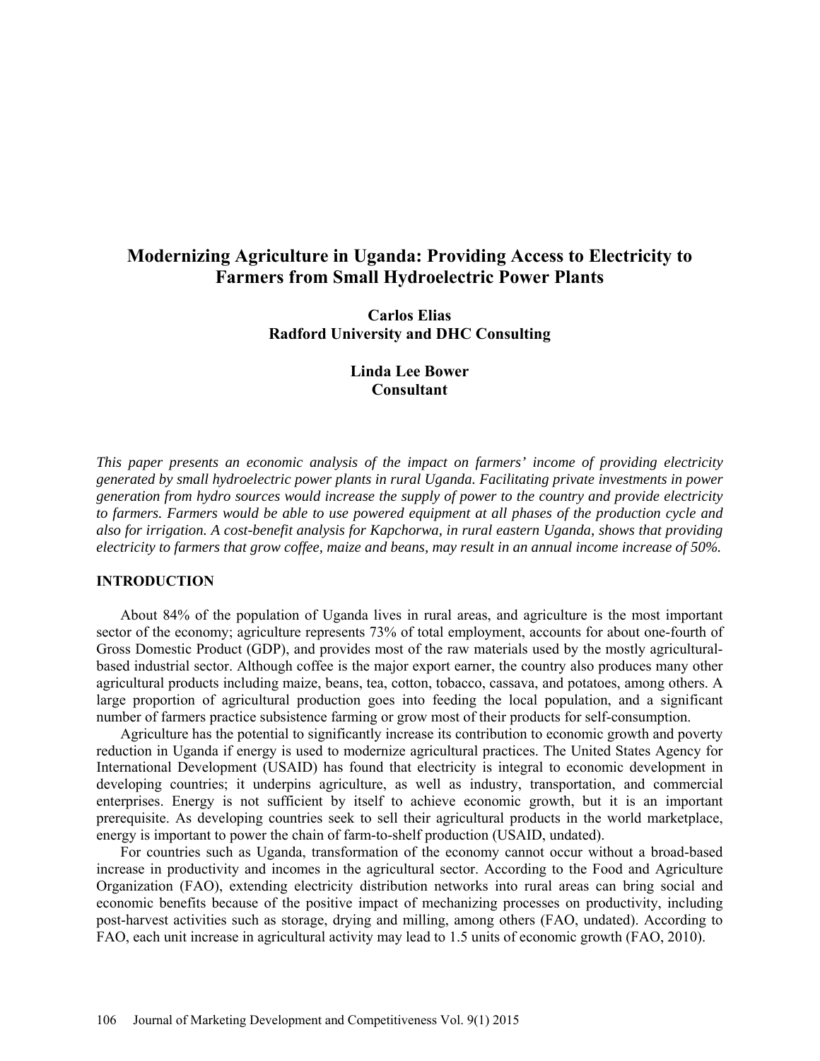# Modernizing Agriculture in Uganda: Providing Access to Electricity to Farmers from Small Hydroelectric Power Plants

**Carlos Elias**
**Radford University and DHC Consulting**

**Linda Lee Bower**
**Consultant**

*This paper presents an economic analysis of the impact on farmers' income of providing electricity generated by small hydroelectric power plants in rural Uganda. Facilitating private investments in power generation from hydro sources would increase the supply of power to the country and provide electricity to farmers. Farmers would be able to use powered equipment at all phases of the production cycle and also for irrigation. A cost-benefit analysis for Kapchorwa, in rural eastern Uganda, shows that providing electricity to farmers that grow coffee, maize and beans, may result in an annual income increase of 50%.*

## INTRODUCTION

About 84% of the population of Uganda lives in rural areas, and agriculture is the most important sector of the economy; agriculture represents 73% of total employment, accounts for about one-fourth of Gross Domestic Product (GDP), and provides most of the raw materials used by the mostly agricultural-based industrial sector. Although coffee is the major export earner, the country also produces many other agricultural products including maize, beans, tea, cotton, tobacco, cassava, and potatoes, among others. A large proportion of agricultural production goes into feeding the local population, and a significant number of farmers practice subsistence farming or grow most of their products for self-consumption.

Agriculture has the potential to significantly increase its contribution to economic growth and poverty reduction in Uganda if energy is used to modernize agricultural practices. The United States Agency for International Development (USAID) has found that electricity is integral to economic development in developing countries; it underpins agriculture, as well as industry, transportation, and commercial enterprises. Energy is not sufficient by itself to achieve economic growth, but it is an important prerequisite. As developing countries seek to sell their agricultural products in the world marketplace, energy is important to power the chain of farm-to-shelf production (USAID, undated).

For countries such as Uganda, transformation of the economy cannot occur without a broad-based increase in productivity and incomes in the agricultural sector. According to the Food and Agriculture Organization (FAO), extending electricity distribution networks into rural areas can bring social and economic benefits because of the positive impact of mechanizing processes on productivity, including post-harvest activities such as storage, drying and milling, among others (FAO, undated). According to FAO, each unit increase in agricultural activity may lead to 1.5 units of economic growth (FAO, 2010).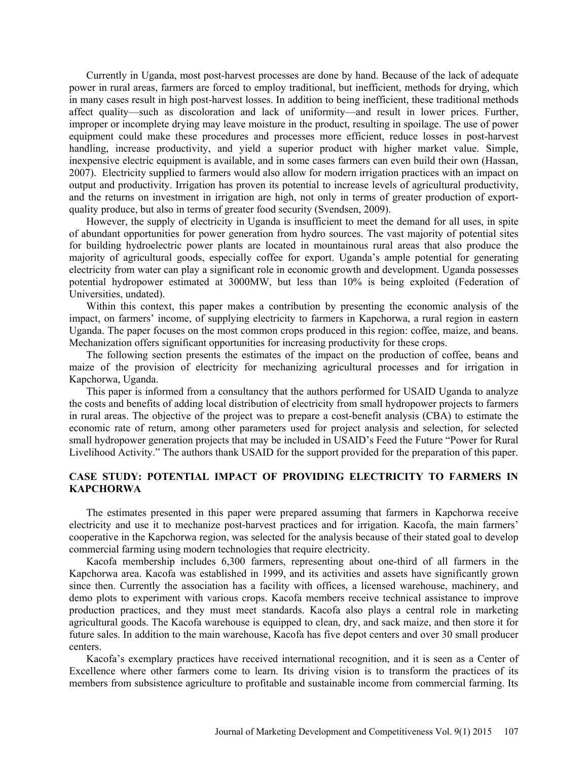Currently in Uganda, most post-harvest processes are done by hand. Because of the lack of adequate power in rural areas, farmers are forced to employ traditional, but inefficient, methods for drying, which in many cases result in high post-harvest losses. In addition to being inefficient, these traditional methods affect quality—such as discoloration and lack of uniformity—and result in lower prices. Further, improper or incomplete drying may leave moisture in the product, resulting in spoilage. The use of power equipment could make these procedures and processes more efficient, reduce losses in post-harvest handling, increase productivity, and yield a superior product with higher market value. Simple, inexpensive electric equipment is available, and in some cases farmers can even build their own (Hassan, 2007). Electricity supplied to farmers would also allow for modern irrigation practices with an impact on output and productivity. Irrigation has proven its potential to increase levels of agricultural productivity, and the returns on investment in irrigation are high, not only in terms of greater production of export-quality produce, but also in terms of greater food security (Svendsen, 2009).

However, the supply of electricity in Uganda is insufficient to meet the demand for all uses, in spite of abundant opportunities for power generation from hydro sources. The vast majority of potential sites for building hydroelectric power plants are located in mountainous rural areas that also produce the majority of agricultural goods, especially coffee for export. Uganda's ample potential for generating electricity from water can play a significant role in economic growth and development. Uganda possesses potential hydropower estimated at 3000MW, but less than 10% is being exploited (Federation of Universities, undated).

Within this context, this paper makes a contribution by presenting the economic analysis of the impact, on farmers' income, of supplying electricity to farmers in Kapchorwa, a rural region in eastern Uganda. The paper focuses on the most common crops produced in this region: coffee, maize, and beans. Mechanization offers significant opportunities for increasing productivity for these crops.

The following section presents the estimates of the impact on the production of coffee, beans and maize of the provision of electricity for mechanizing agricultural processes and for irrigation in Kapchorwa, Uganda.

This paper is informed from a consultancy that the authors performed for USAID Uganda to analyze the costs and benefits of adding local distribution of electricity from small hydropower projects to farmers in rural areas. The objective of the project was to prepare a cost-benefit analysis (CBA) to estimate the economic rate of return, among other parameters used for project analysis and selection, for selected small hydropower generation projects that may be included in USAID's Feed the Future "Power for Rural Livelihood Activity." The authors thank USAID for the support provided for the preparation of this paper.

## CASE STUDY: POTENTIAL IMPACT OF PROVIDING ELECTRICITY TO FARMERS IN KAPCHORWA

The estimates presented in this paper were prepared assuming that farmers in Kapchorwa receive electricity and use it to mechanize post-harvest practices and for irrigation. Kacofa, the main farmers' cooperative in the Kapchorwa region, was selected for the analysis because of their stated goal to develop commercial farming using modern technologies that require electricity.

Kacofa membership includes 6,300 farmers, representing about one-third of all farmers in the Kapchorwa area. Kacofa was established in 1999, and its activities and assets have significantly grown since then. Currently the association has a facility with offices, a licensed warehouse, machinery, and demo plots to experiment with various crops. Kacofa members receive technical assistance to improve production practices, and they must meet standards. Kacofa also plays a central role in marketing agricultural goods. The Kacofa warehouse is equipped to clean, dry, and sack maize, and then store it for future sales. In addition to the main warehouse, Kacofa has five depot centers and over 30 small producer centers.

Kacofa's exemplary practices have received international recognition, and it is seen as a Center of Excellence where other farmers come to learn. Its driving vision is to transform the practices of its members from subsistence agriculture to profitable and sustainable income from commercial farming. Its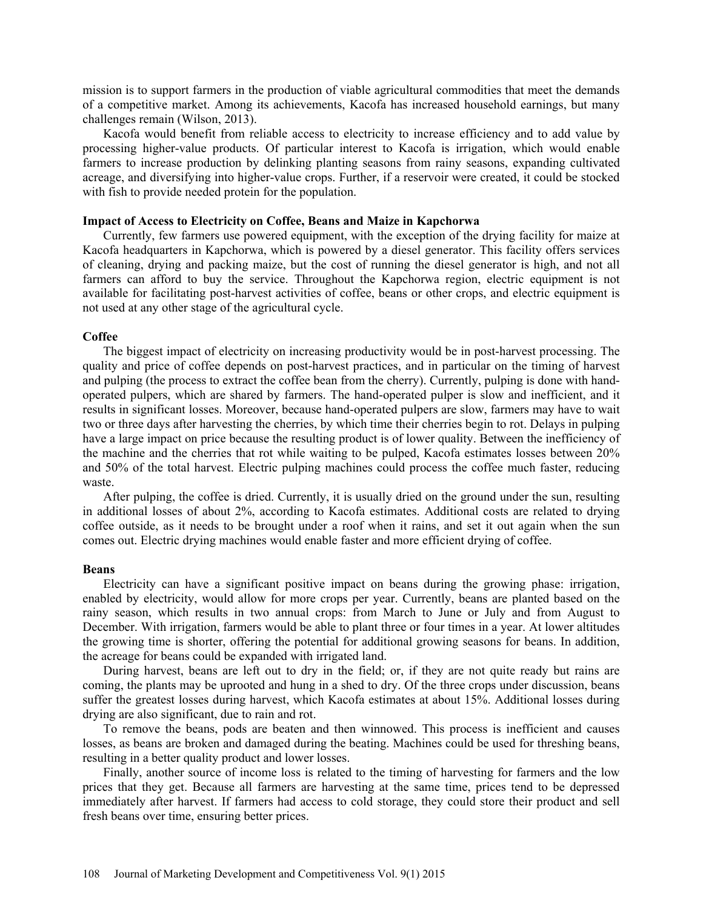mission is to support farmers in the production of viable agricultural commodities that meet the demands of a competitive market. Among its achievements, Kacofa has increased household earnings, but many challenges remain (Wilson, 2013).

Kacofa would benefit from reliable access to electricity to increase efficiency and to add value by processing higher-value products. Of particular interest to Kacofa is irrigation, which would enable farmers to increase production by delinking planting seasons from rainy seasons, expanding cultivated acreage, and diversifying into higher-value crops. Further, if a reservoir were created, it could be stocked with fish to provide needed protein for the population.

### Impact of Access to Electricity on Coffee, Beans and Maize in Kapchorwa

Currently, few farmers use powered equipment, with the exception of the drying facility for maize at Kacofa headquarters in Kapchorwa, which is powered by a diesel generator. This facility offers services of cleaning, drying and packing maize, but the cost of running the diesel generator is high, and not all farmers can afford to buy the service. Throughout the Kapchorwa region, electric equipment is not available for facilitating post-harvest activities of coffee, beans or other crops, and electric equipment is not used at any other stage of the agricultural cycle.

#### Coffee

The biggest impact of electricity on increasing productivity would be in post-harvest processing. The quality and price of coffee depends on post-harvest practices, and in particular on the timing of harvest and pulping (the process to extract the coffee bean from the cherry). Currently, pulping is done with hand-operated pulpers, which are shared by farmers. The hand-operated pulper is slow and inefficient, and it results in significant losses. Moreover, because hand-operated pulpers are slow, farmers may have to wait two or three days after harvesting the cherries, by which time their cherries begin to rot. Delays in pulping have a large impact on price because the resulting product is of lower quality. Between the inefficiency of the machine and the cherries that rot while waiting to be pulped, Kacofa estimates losses between 20% and 50% of the total harvest. Electric pulping machines could process the coffee much faster, reducing waste.

After pulping, the coffee is dried. Currently, it is usually dried on the ground under the sun, resulting in additional losses of about 2%, according to Kacofa estimates. Additional costs are related to drying coffee outside, as it needs to be brought under a roof when it rains, and set it out again when the sun comes out. Electric drying machines would enable faster and more efficient drying of coffee.

#### Beans

Electricity can have a significant positive impact on beans during the growing phase: irrigation, enabled by electricity, would allow for more crops per year. Currently, beans are planted based on the rainy season, which results in two annual crops: from March to June or July and from August to December. With irrigation, farmers would be able to plant three or four times in a year. At lower altitudes the growing time is shorter, offering the potential for additional growing seasons for beans. In addition, the acreage for beans could be expanded with irrigated land.

During harvest, beans are left out to dry in the field; or, if they are not quite ready but rains are coming, the plants may be uprooted and hung in a shed to dry. Of the three crops under discussion, beans suffer the greatest losses during harvest, which Kacofa estimates at about 15%. Additional losses during drying are also significant, due to rain and rot.

To remove the beans, pods are beaten and then winnowed. This process is inefficient and causes losses, as beans are broken and damaged during the beating. Machines could be used for threshing beans, resulting in a better quality product and lower losses.

Finally, another source of income loss is related to the timing of harvesting for farmers and the low prices that they get. Because all farmers are harvesting at the same time, prices tend to be depressed immediately after harvest. If farmers had access to cold storage, they could store their product and sell fresh beans over time, ensuring better prices.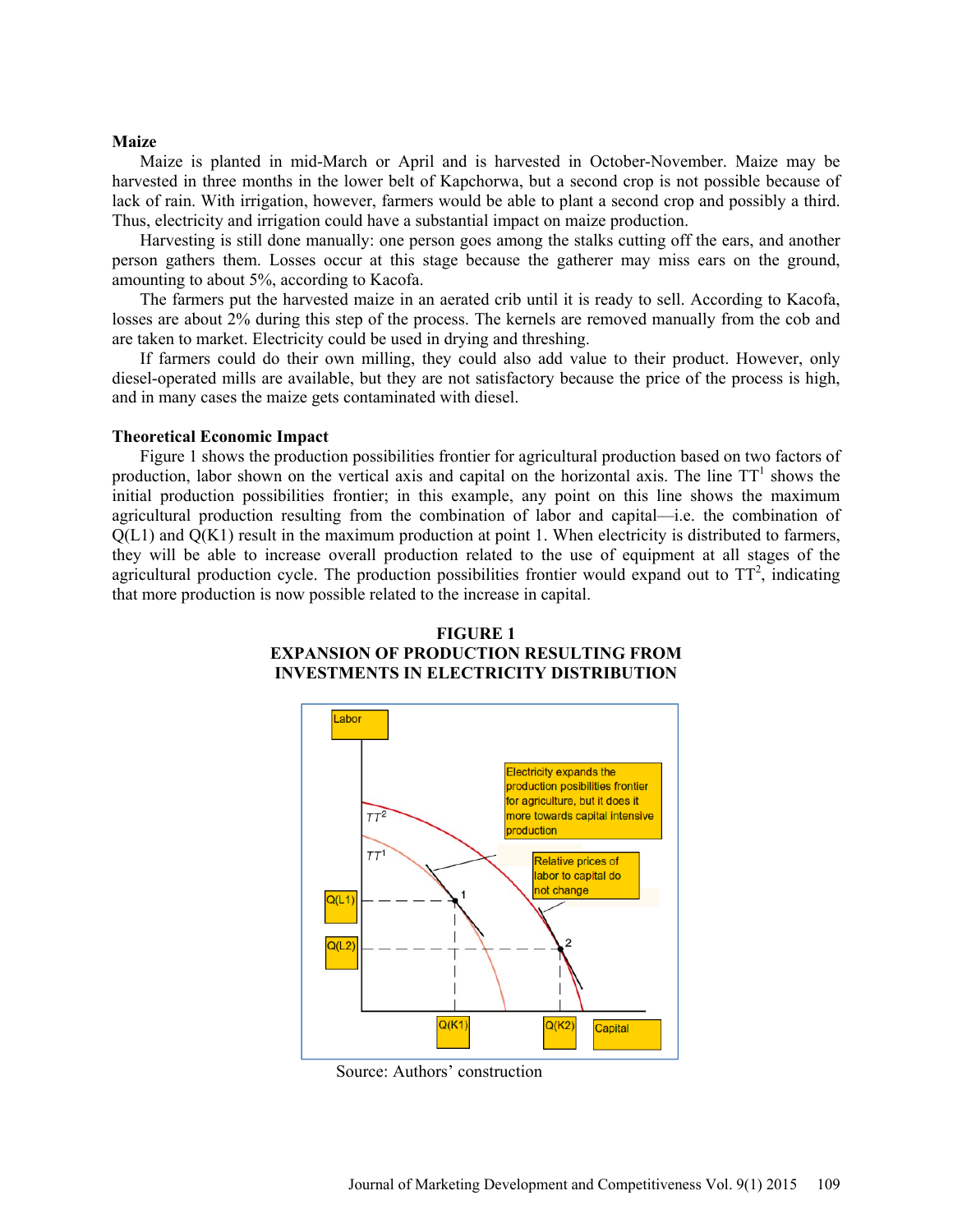### Maize

Maize is planted in mid-March or April and is harvested in October-November. Maize may be harvested in three months in the lower belt of Kapchorwa, but a second crop is not possible because of lack of rain. With irrigation, however, farmers would be able to plant a second crop and possibly a third. Thus, electricity and irrigation could have a substantial impact on maize production.

Harvesting is still done manually: one person goes among the stalks cutting off the ears, and another person gathers them. Losses occur at this stage because the gatherer may miss ears on the ground, amounting to about 5%, according to Kacofa.

The farmers put the harvested maize in an aerated crib until it is ready to sell. According to Kacofa, losses are about 2% during this step of the process. The kernels are removed manually from the cob and are taken to market. Electricity could be used in drying and threshing.

If farmers could do their own milling, they could also add value to their product. However, only diesel-operated mills are available, but they are not satisfactory because the price of the process is high, and in many cases the maize gets contaminated with diesel.

### Theoretical Economic Impact

Figure 1 shows the production possibilities frontier for agricultural production based on two factors of production, labor shown on the vertical axis and capital on the horizontal axis. The line $TT^1$ shows the initial production possibilities frontier; in this example, any point on this line shows the maximum agricultural production resulting from the combination of labor and capital—i.e. the combination of Q(L1) and Q(K1) result in the maximum production at point 1. When electricity is distributed to farmers, they will be able to increase overall production related to the use of equipment at all stages of the agricultural production cycle. The production possibilities frontier would expand out to $TT^2$, indicating that more production is now possible related to the increase in capital.

**FIGURE 1**
**EXPANSION OF PRODUCTION RESULTING FROM INVESTMENTS IN ELECTRICITY DISTRIBUTION**

Source: Authors' construction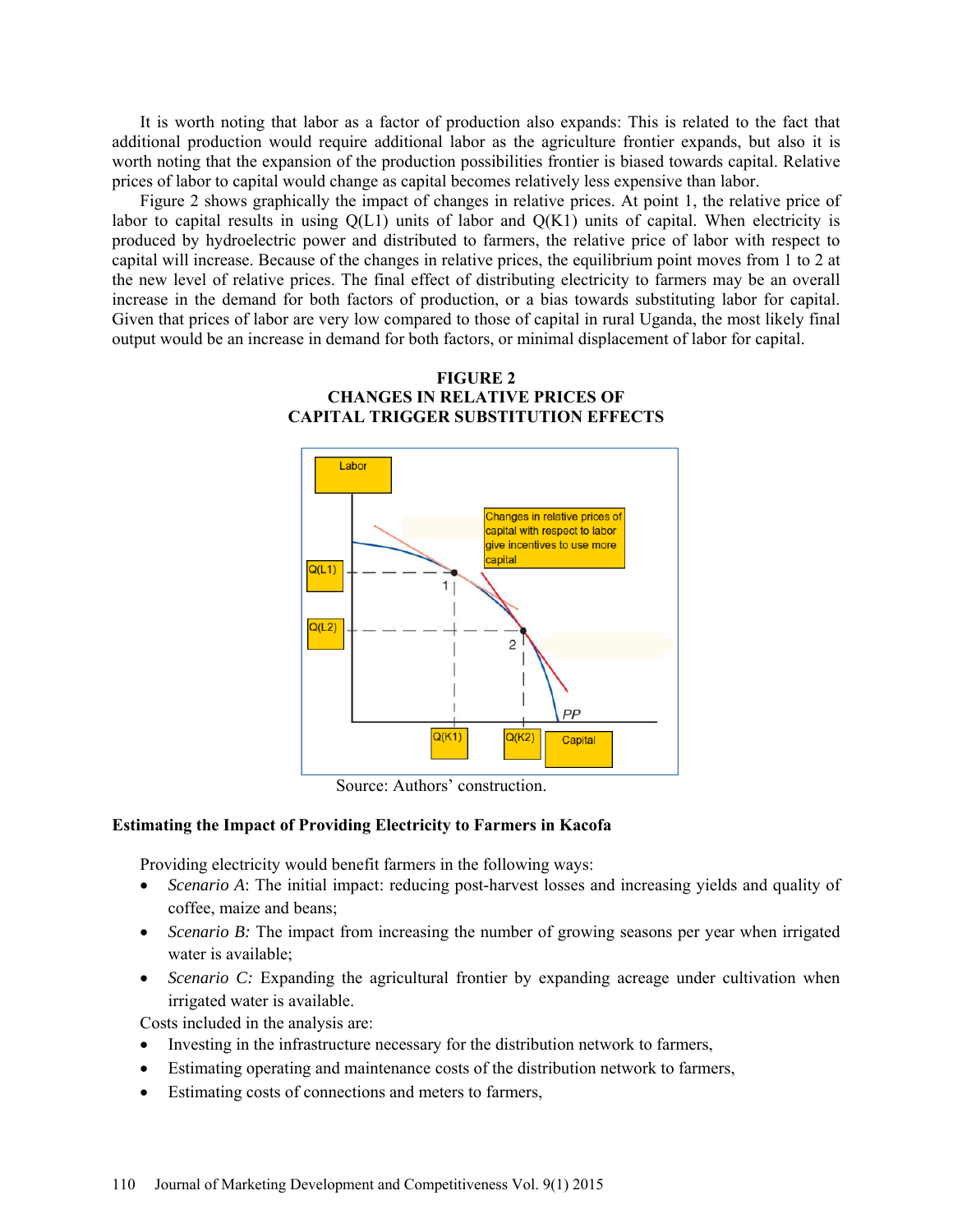It is worth noting that labor as a factor of production also expands: This is related to the fact that additional production would require additional labor as the agriculture frontier expands, but also it is worth noting that the expansion of the production possibilities frontier is biased towards capital. Relative prices of labor to capital would change as capital becomes relatively less expensive than labor.

Figure 2 shows graphically the impact of changes in relative prices. At point 1, the relative price of labor to capital results in using Q(L1) units of labor and Q(K1) units of capital. When electricity is produced by hydroelectric power and distributed to farmers, the relative price of labor with respect to capital will increase. Because of the changes in relative prices, the equilibrium point moves from 1 to 2 at the new level of relative prices. The final effect of distributing electricity to farmers may be an overall increase in the demand for both factors of production, or a bias towards substituting labor for capital. Given that prices of labor are very low compared to those of capital in rural Uganda, the most likely final output would be an increase in demand for both factors, or minimal displacement of labor for capital.

**FIGURE 2**
**CHANGES IN RELATIVE PRICES OF CAPITAL TRIGGER SUBSTITUTION EFFECTS**

Source: Authors' construction.

### Estimating the Impact of Providing Electricity to Farmers in Kacofa

Providing electricity would benefit farmers in the following ways:

- *Scenario A*: The initial impact: reducing post-harvest losses and increasing yields and quality of coffee, maize and beans;
- *Scenario B:* The impact from increasing the number of growing seasons per year when irrigated water is available;
- *Scenario C:* Expanding the agricultural frontier by expanding acreage under cultivation when irrigated water is available.

Costs included in the analysis are:

- Investing in the infrastructure necessary for the distribution network to farmers,
- Estimating operating and maintenance costs of the distribution network to farmers,
- Estimating costs of connections and meters to farmers,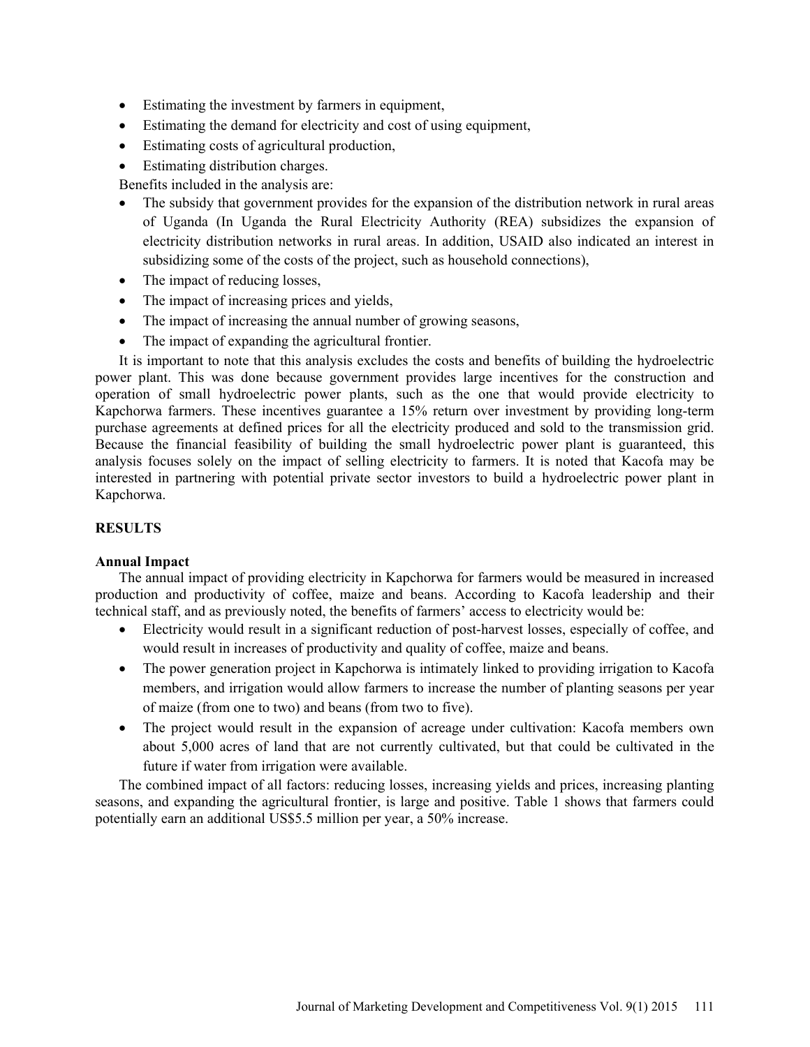- Estimating the investment by farmers in equipment,
- Estimating the demand for electricity and cost of using equipment,
- Estimating costs of agricultural production,
- Estimating distribution charges.

Benefits included in the analysis are:

- The subsidy that government provides for the expansion of the distribution network in rural areas of Uganda (In Uganda the Rural Electricity Authority (REA) subsidizes the expansion of electricity distribution networks in rural areas. In addition, USAID also indicated an interest in subsidizing some of the costs of the project, such as household connections),
- The impact of reducing losses,
- The impact of increasing prices and yields,
- The impact of increasing the annual number of growing seasons,
- The impact of expanding the agricultural frontier.

It is important to note that this analysis excludes the costs and benefits of building the hydroelectric power plant. This was done because government provides large incentives for the construction and operation of small hydroelectric power plants, such as the one that would provide electricity to Kapchorwa farmers. These incentives guarantee a 15% return over investment by providing long-term purchase agreements at defined prices for all the electricity produced and sold to the transmission grid. Because the financial feasibility of building the small hydroelectric power plant is guaranteed, this analysis focuses solely on the impact of selling electricity to farmers. It is noted that Kacofa may be interested in partnering with potential private sector investors to build a hydroelectric power plant in Kapchorwa.

## RESULTS

### Annual Impact

The annual impact of providing electricity in Kapchorwa for farmers would be measured in increased production and productivity of coffee, maize and beans. According to Kacofa leadership and their technical staff, and as previously noted, the benefits of farmers' access to electricity would be:

- Electricity would result in a significant reduction of post-harvest losses, especially of coffee, and would result in increases of productivity and quality of coffee, maize and beans.
- The power generation project in Kapchorwa is intimately linked to providing irrigation to Kacofa members, and irrigation would allow farmers to increase the number of planting seasons per year of maize (from one to two) and beans (from two to five).
- The project would result in the expansion of acreage under cultivation: Kacofa members own about 5,000 acres of land that are not currently cultivated, but that could be cultivated in the future if water from irrigation were available.

The combined impact of all factors: reducing losses, increasing yields and prices, increasing planting seasons, and expanding the agricultural frontier, is large and positive. Table 1 shows that farmers could potentially earn an additional US$5.5 million per year, a 50% increase.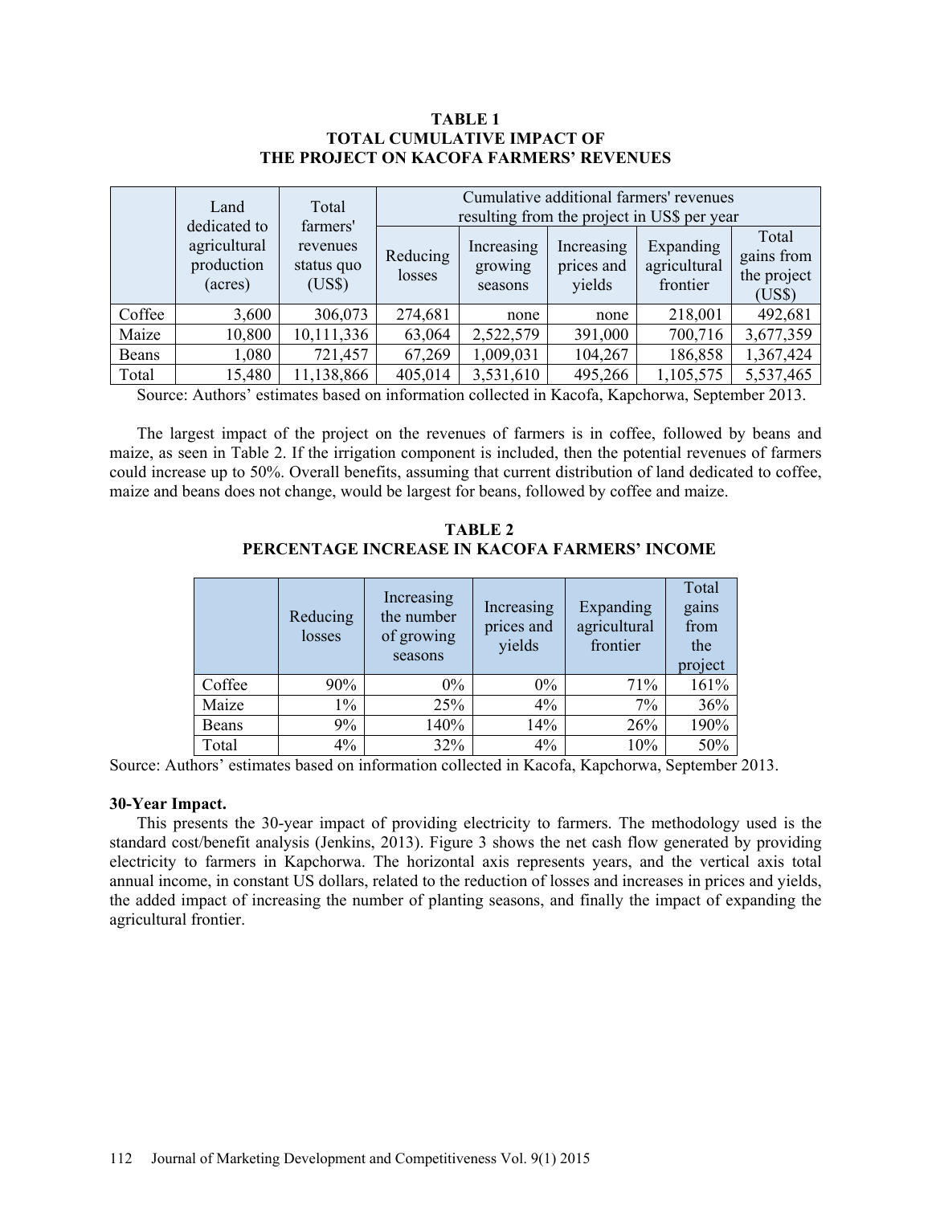**TABLE 1**
**TOTAL CUMULATIVE IMPACT OF THE PROJECT ON KACOFA FARMERS' REVENUES**

| | Land dedicated to agricultural production (acres) | Total farmers' revenues status quo (US$) | Cumulative additional farmers' revenues resulting from the project in US$ per year | | | | |
|---|---|---|---|---|---|---|---|
| | | | Reducing losses | Increasing growing seasons | Increasing prices and yields | Expanding agricultural frontier | Total gains from the project (US$) |
| Coffee | 3,600 | 306,073 | 274,681 | none | none | 218,001 | 492,681 |
| Maize | 10,800 | 10,111,336 | 63,064 | 2,522,579 | 391,000 | 700,716 | 3,677,359 |
| Beans | 1,080 | 721,457 | 67,269 | 1,009,031 | 104,267 | 186,858 | 1,367,424 |
| Total | 15,480 | 11,138,866 | 405,014 | 3,531,610 | 495,266 | 1,105,575 | 5,537,465 |

Source: Authors' estimates based on information collected in Kacofa, Kapchorwa, September 2013.

The largest impact of the project on the revenues of farmers is in coffee, followed by beans and maize, as seen in Table 2. If the irrigation component is included, then the potential revenues of farmers could increase up to 50%. Overall benefits, assuming that current distribution of land dedicated to coffee, maize and beans does not change, would be largest for beans, followed by coffee and maize.

**TABLE 2**
**PERCENTAGE INCREASE IN KACOFA FARMERS' INCOME**

| | Reducing losses | Increasing the number of growing seasons | Increasing prices and yields | Expanding agricultural frontier | Total gains from the project |
|---|---|---|---|---|---|
| Coffee | 90% | 0% | 0% | 71% | 161% |
| Maize | 1% | 25% | 4% | 7% | 36% |
| Beans | 9% | 140% | 14% | 26% | 190% |
| Total | 4% | 32% | 4% | 10% | 50% |

Source: Authors' estimates based on information collected in Kacofa, Kapchorwa, September 2013.

**30-Year Impact.**

This presents the 30-year impact of providing electricity to farmers. The methodology used is the standard cost/benefit analysis (Jenkins, 2013). Figure 3 shows the net cash flow generated by providing electricity to farmers in Kapchorwa. The horizontal axis represents years, and the vertical axis total annual income, in constant US dollars, related to the reduction of losses and increases in prices and yields, the added impact of increasing the number of planting seasons, and finally the impact of expanding the agricultural frontier.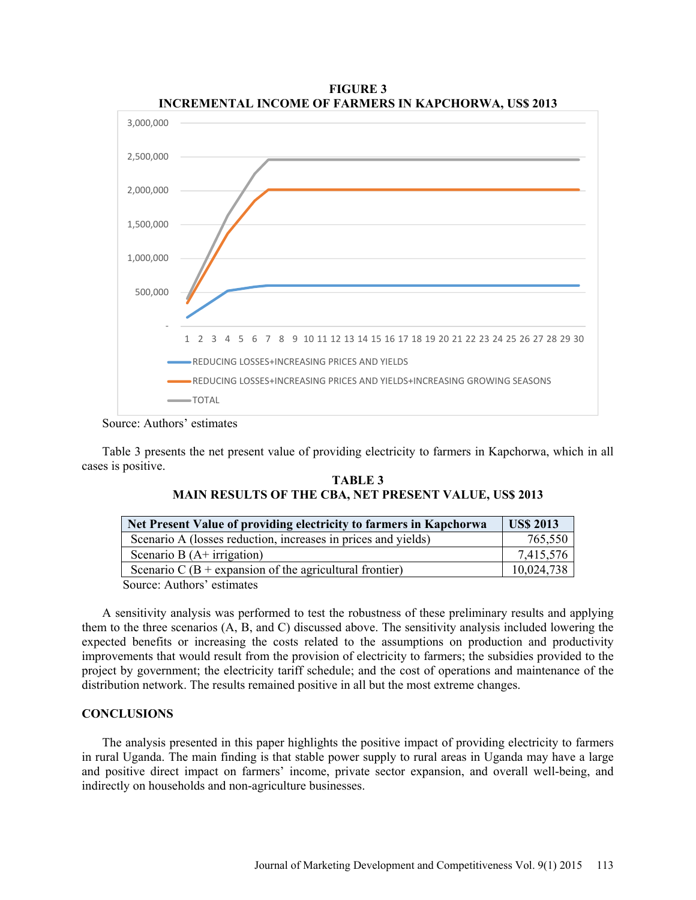**FIGURE 3**
**INCREMENTAL INCOME OF FARMERS IN KAPCHORWA, US$ 2013**

Source: Authors' estimates

Table 3 presents the net present value of providing electricity to farmers in Kapchorwa, which in all cases is positive.

**TABLE 3**
**MAIN RESULTS OF THE CBA, NET PRESENT VALUE, US$ 2013**

| Net Present Value of providing electricity to farmers in Kapchorwa | US$ 2013 |
|---|---|
| Scenario A (losses reduction, increases in prices and yields) | 765,550 |
| Scenario B (A+ irrigation) | 7,415,576 |
| Scenario C (B + expansion of the agricultural frontier) | 10,024,738 |

Source: Authors' estimates

A sensitivity analysis was performed to test the robustness of these preliminary results and applying them to the three scenarios (A, B, and C) discussed above. The sensitivity analysis included lowering the expected benefits or increasing the costs related to the assumptions on production and productivity improvements that would result from the provision of electricity to farmers; the subsidies provided to the project by government; the electricity tariff schedule; and the cost of operations and maintenance of the distribution network. The results remained positive in all but the most extreme changes.

## CONCLUSIONS

The analysis presented in this paper highlights the positive impact of providing electricity to farmers in rural Uganda. The main finding is that stable power supply to rural areas in Uganda may have a large and positive direct impact on farmers' income, private sector expansion, and overall well-being, and indirectly on households and non-agriculture businesses.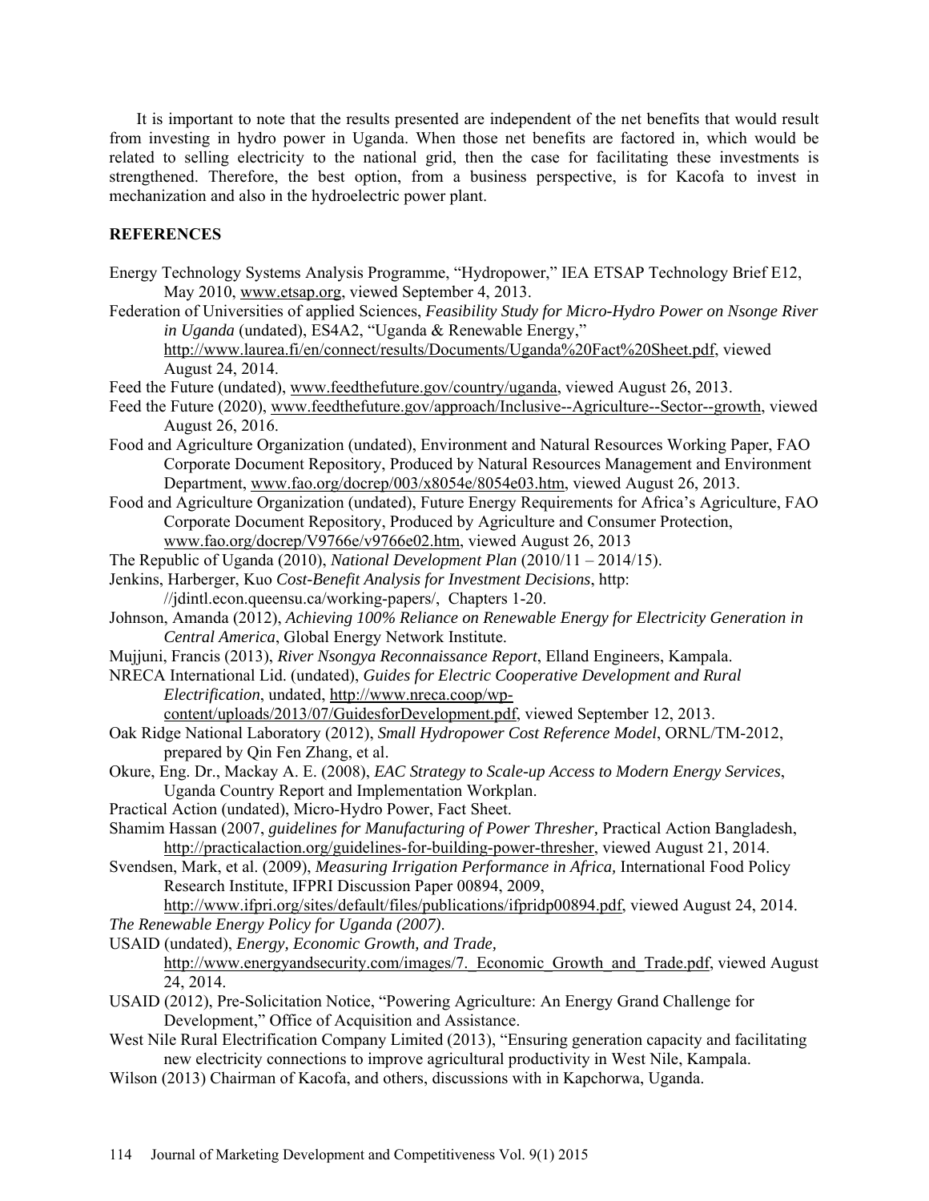It is important to note that the results presented are independent of the net benefits that would result from investing in hydro power in Uganda. When those net benefits are factored in, which would be related to selling electricity to the national grid, then the case for facilitating these investments is strengthened. Therefore, the best option, from a business perspective, is for Kacofa to invest in mechanization and also in the hydroelectric power plant.

## REFERENCES

Energy Technology Systems Analysis Programme, "Hydropower," IEA ETSAP Technology Brief E12, May 2010, www.etsap.org, viewed September 4, 2013.

Federation of Universities of applied Sciences, *Feasibility Study for Micro-Hydro Power on Nsonge River in Uganda* (undated), ES4A2, "Uganda & Renewable Energy," http://www.laurea.fi/en/connect/results/Documents/Uganda%20Fact%20Sheet.pdf, viewed August 24, 2014.

Feed the Future (undated), www.feedthefuture.gov/country/uganda, viewed August 26, 2013.

Feed the Future (2020), www.feedthefuture.gov/approach/Inclusive--Agriculture--Sector--growth, viewed August 26, 2016.

Food and Agriculture Organization (undated), Environment and Natural Resources Working Paper, FAO Corporate Document Repository, Produced by Natural Resources Management and Environment Department, www.fao.org/docrep/003/x8054e/8054e03.htm, viewed August 26, 2013.

Food and Agriculture Organization (undated), Future Energy Requirements for Africa's Agriculture, FAO Corporate Document Repository, Produced by Agriculture and Consumer Protection, www.fao.org/docrep/V9766e/v9766e02.htm, viewed August 26, 2013

The Republic of Uganda (2010), *National Development Plan* (2010/11 – 2014/15).

Jenkins, Harberger, Kuo *Cost-Benefit Analysis for Investment Decisions*, http: //jdintl.econ.queensu.ca/working-papers/, Chapters 1-20.

Johnson, Amanda (2012), *Achieving 100% Reliance on Renewable Energy for Electricity Generation in Central America*, Global Energy Network Institute.

Mujjuni, Francis (2013), *River Nsongya Reconnaissance Report*, Elland Engineers, Kampala.

NRECA International Lid. (undated), *Guides for Electric Cooperative Development and Rural Electrification*, undated, http://www.nreca.coop/wp-content/uploads/2013/07/GuidesforDevelopment.pdf, viewed September 12, 2013.

Oak Ridge National Laboratory (2012), *Small Hydropower Cost Reference Model*, ORNL/TM-2012, prepared by Qin Fen Zhang, et al.

Okure, Eng. Dr., Mackay A. E. (2008), *EAC Strategy to Scale-up Access to Modern Energy Services*, Uganda Country Report and Implementation Workplan.

Practical Action (undated), Micro-Hydro Power, Fact Sheet.

Shamim Hassan (2007, *guidelines for Manufacturing of Power Thresher,* Practical Action Bangladesh, http://practicalaction.org/guidelines-for-building-power-thresher, viewed August 21, 2014.

Svendsen, Mark, et al. (2009), *Measuring Irrigation Performance in Africa,* International Food Policy Research Institute, IFPRI Discussion Paper 00894, 2009, http://www.ifpri.org/sites/default/files/publications/ifpridp00894.pdf, viewed August 24, 2014.

*The Renewable Energy Policy for Uganda (2007).*

USAID (undated), *Energy, Economic Growth, and Trade,* http://www.energyandsecurity.com/images/7._Economic_Growth_and_Trade.pdf, viewed August 24, 2014.

USAID (2012), Pre-Solicitation Notice, "Powering Agriculture: An Energy Grand Challenge for Development," Office of Acquisition and Assistance.

West Nile Rural Electrification Company Limited (2013), "Ensuring generation capacity and facilitating new electricity connections to improve agricultural productivity in West Nile, Kampala.

Wilson (2013) Chairman of Kacofa, and others, discussions with in Kapchorwa, Uganda.